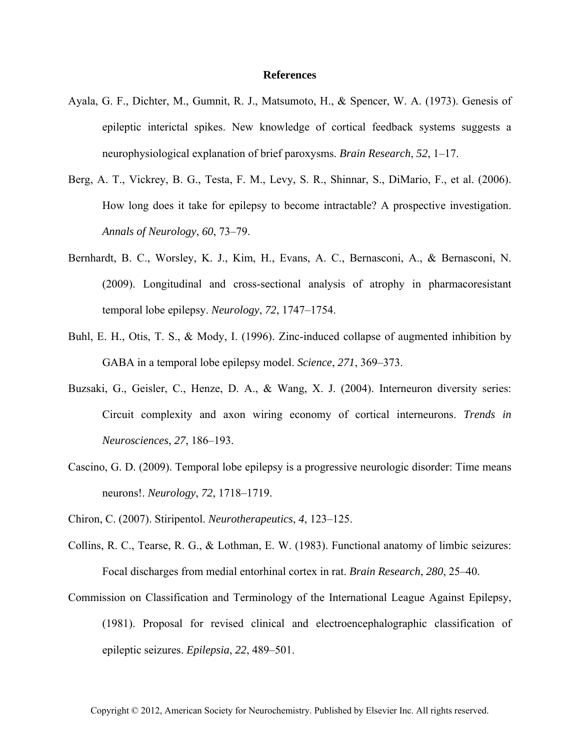# References

Ayala, G. F., Dichter, M., Gumnit, R. J., Matsumoto, H., & Spencer, W. A. (1973). Genesis of epileptic interictal spikes. New knowledge of cortical feedback systems suggests a neurophysiological explanation of brief paroxysms. *Brain Research*, *52*, 1–17.

Berg, A. T., Vickrey, B. G., Testa, F. M., Levy, S. R., Shinnar, S., DiMario, F., et al. (2006). How long does it take for epilepsy to become intractable? A prospective investigation. *Annals of Neurology*, *60*, 73–79.

Bernhardt, B. C., Worsley, K. J., Kim, H., Evans, A. C., Bernasconi, A., & Bernasconi, N. (2009). Longitudinal and cross-sectional analysis of atrophy in pharmacoresistant temporal lobe epilepsy. *Neurology*, *72*, 1747–1754.

Buhl, E. H., Otis, T. S., & Mody, I. (1996). Zinc-induced collapse of augmented inhibition by GABA in a temporal lobe epilepsy model. *Science*, *271*, 369–373.

Buzsaki, G., Geisler, C., Henze, D. A., & Wang, X. J. (2004). Interneuron diversity series: Circuit complexity and axon wiring economy of cortical interneurons. *Trends in Neurosciences*, *27*, 186–193.

Cascino, G. D. (2009). Temporal lobe epilepsy is a progressive neurologic disorder: Time means neurons!. *Neurology*, *72*, 1718–1719.

Chiron, C. (2007). Stiripentol. *Neurotherapeutics*, *4*, 123–125.

Collins, R. C., Tearse, R. G., & Lothman, E. W. (1983). Functional anatomy of limbic seizures: Focal discharges from medial entorhinal cortex in rat. *Brain Research*, *280*, 25–40.

Commission on Classification and Terminology of the International League Against Epilepsy, (1981). Proposal for revised clinical and electroencephalographic classification of epileptic seizures. *Epilepsia*, *22*, 489–501.

Copyright © 2012, American Society for Neurochemistry. Published by Elsevier Inc. All rights reserved.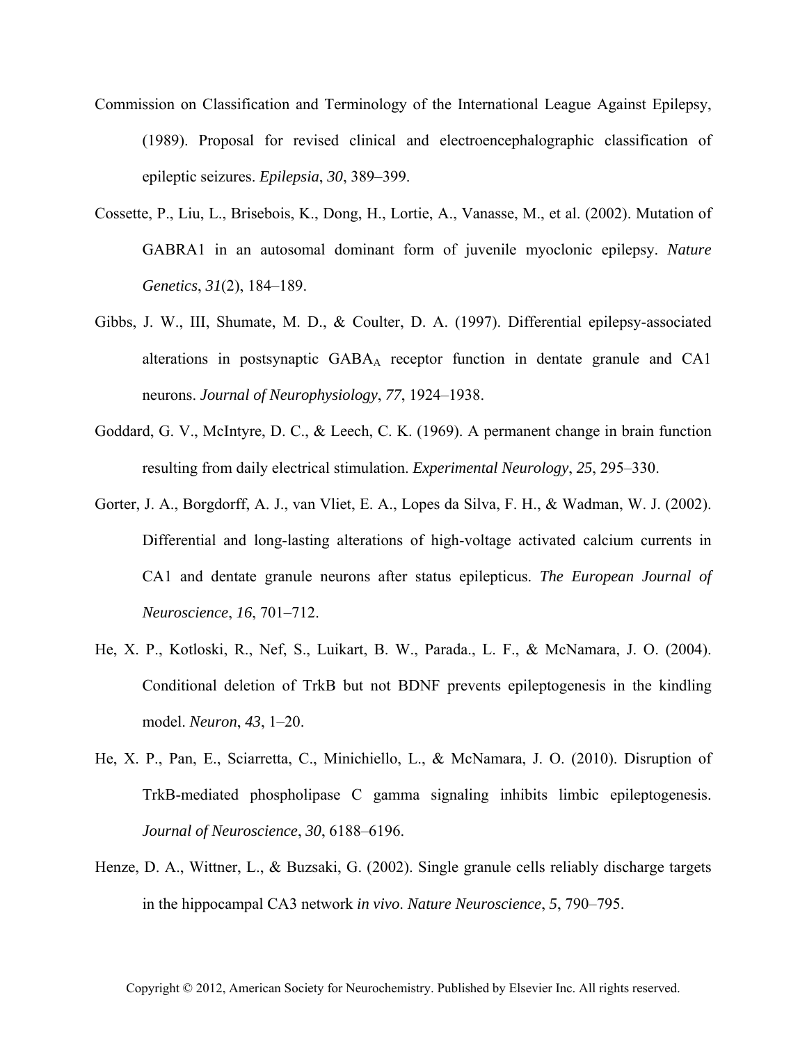Commission on Classification and Terminology of the International League Against Epilepsy, (1989). Proposal for revised clinical and electroencephalographic classification of epileptic seizures. *Epilepsia*, *30*, 389–399.

Cossette, P., Liu, L., Brisebois, K., Dong, H., Lortie, A., Vanasse, M., et al. (2002). Mutation of GABRA1 in an autosomal dominant form of juvenile myoclonic epilepsy. *Nature Genetics*, *31*(2), 184–189.

Gibbs, J. W., III, Shumate, M. D., & Coulter, D. A. (1997). Differential epilepsy-associated alterations in postsynaptic $GABA_A$ receptor function in dentate granule and CA1 neurons. *Journal of Neurophysiology*, *77*, 1924–1938.

Goddard, G. V., McIntyre, D. C., & Leech, C. K. (1969). A permanent change in brain function resulting from daily electrical stimulation. *Experimental Neurology*, *25*, 295–330.

Gorter, J. A., Borgdorff, A. J., van Vliet, E. A., Lopes da Silva, F. H., & Wadman, W. J. (2002). Differential and long-lasting alterations of high-voltage activated calcium currents in CA1 and dentate granule neurons after status epilepticus. *The European Journal of Neuroscience*, *16*, 701–712.

He, X. P., Kotloski, R., Nef, S., Luikart, B. W., Parada., L. F., & McNamara, J. O. (2004). Conditional deletion of TrkB but not BDNF prevents epileptogenesis in the kindling model. *Neuron*, *43*, 1–20.

He, X. P., Pan, E., Sciarretta, C., Minichiello, L., & McNamara, J. O. (2010). Disruption of TrkB-mediated phospholipase C gamma signaling inhibits limbic epileptogenesis. *Journal of Neuroscience*, *30*, 6188–6196.

Henze, D. A., Wittner, L., & Buzsaki, G. (2002). Single granule cells reliably discharge targets in the hippocampal CA3 network *in vivo*. *Nature Neuroscience*, *5*, 790–795.

Copyright © 2012, American Society for Neurochemistry. Published by Elsevier Inc. All rights reserved.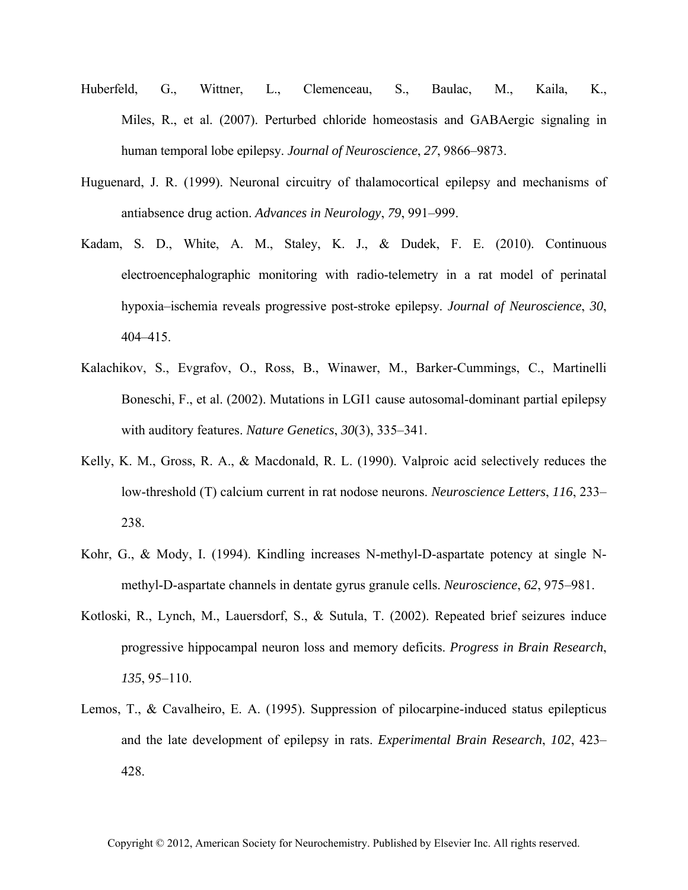Huberfeld, G., Wittner, L., Clemenceau, S., Baulac, M., Kaila, K., Miles, R., et al. (2007). Perturbed chloride homeostasis and GABAergic signaling in human temporal lobe epilepsy. *Journal of Neuroscience*, *27*, 9866–9873.

Huguenard, J. R. (1999). Neuronal circuitry of thalamocortical epilepsy and mechanisms of antiabsence drug action. *Advances in Neurology*, *79*, 991–999.

Kadam, S. D., White, A. M., Staley, K. J., & Dudek, F. E. (2010). Continuous electroencephalographic monitoring with radio-telemetry in a rat model of perinatal hypoxia–ischemia reveals progressive post-stroke epilepsy. *Journal of Neuroscience*, *30*, 404–415.

Kalachikov, S., Evgrafov, O., Ross, B., Winawer, M., Barker-Cummings, C., Martinelli Boneschi, F., et al. (2002). Mutations in LGI1 cause autosomal-dominant partial epilepsy with auditory features. *Nature Genetics*, *30*(3), 335–341.

Kelly, K. M., Gross, R. A., & Macdonald, R. L. (1990). Valproic acid selectively reduces the low-threshold (T) calcium current in rat nodose neurons. *Neuroscience Letters*, *116*, 233–238.

Kohr, G., & Mody, I. (1994). Kindling increases N-methyl-D-aspartate potency at single N-methyl-D-aspartate channels in dentate gyrus granule cells. *Neuroscience*, *62*, 975–981.

Kotloski, R., Lynch, M., Lauersdorf, S., & Sutula, T. (2002). Repeated brief seizures induce progressive hippocampal neuron loss and memory deficits. *Progress in Brain Research*, *135*, 95–110.

Lemos, T., & Cavalheiro, E. A. (1995). Suppression of pilocarpine-induced status epilepticus and the late development of epilepsy in rats. *Experimental Brain Research*, *102*, 423–428.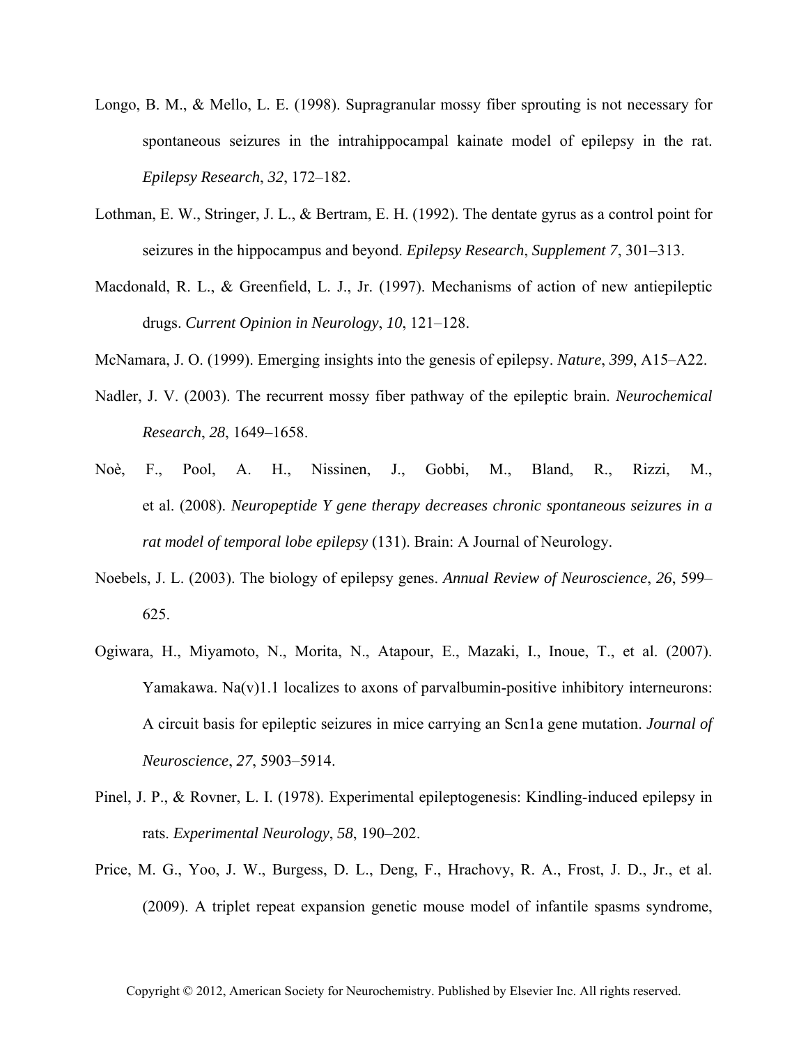Longo, B. M., & Mello, L. E. (1998). Supragranular mossy fiber sprouting is not necessary for spontaneous seizures in the intrahippocampal kainate model of epilepsy in the rat. *Epilepsy Research*, *32*, 172–182.

Lothman, E. W., Stringer, J. L., & Bertram, E. H. (1992). The dentate gyrus as a control point for seizures in the hippocampus and beyond. *Epilepsy Research*, *Supplement 7*, 301–313.

Macdonald, R. L., & Greenfield, L. J., Jr. (1997). Mechanisms of action of new antiepileptic drugs. *Current Opinion in Neurology*, *10*, 121–128.

McNamara, J. O. (1999). Emerging insights into the genesis of epilepsy. *Nature*, *399*, A15–A22.

Nadler, J. V. (2003). The recurrent mossy fiber pathway of the epileptic brain. *Neurochemical Research*, *28*, 1649–1658.

Noè, F., Pool, A. H., Nissinen, J., Gobbi, M., Bland, R., Rizzi, M., et al. (2008). *Neuropeptide Y gene therapy decreases chronic spontaneous seizures in a rat model of temporal lobe epilepsy* (131). Brain: A Journal of Neurology.

Noebels, J. L. (2003). The biology of epilepsy genes. *Annual Review of Neuroscience*, *26*, 599–625.

Ogiwara, H., Miyamoto, N., Morita, N., Atapour, E., Mazaki, I., Inoue, T., et al. (2007). Yamakawa. Na(v)1.1 localizes to axons of parvalbumin-positive inhibitory interneurons: A circuit basis for epileptic seizures in mice carrying an Scn1a gene mutation. *Journal of Neuroscience*, *27*, 5903–5914.

Pinel, J. P., & Rovner, L. I. (1978). Experimental epileptogenesis: Kindling-induced epilepsy in rats. *Experimental Neurology*, *58*, 190–202.

Price, M. G., Yoo, J. W., Burgess, D. L., Deng, F., Hrachovy, R. A., Frost, J. D., Jr., et al. (2009). A triplet repeat expansion genetic mouse model of infantile spasms syndrome,

Copyright © 2012, American Society for Neurochemistry. Published by Elsevier Inc. All rights reserved.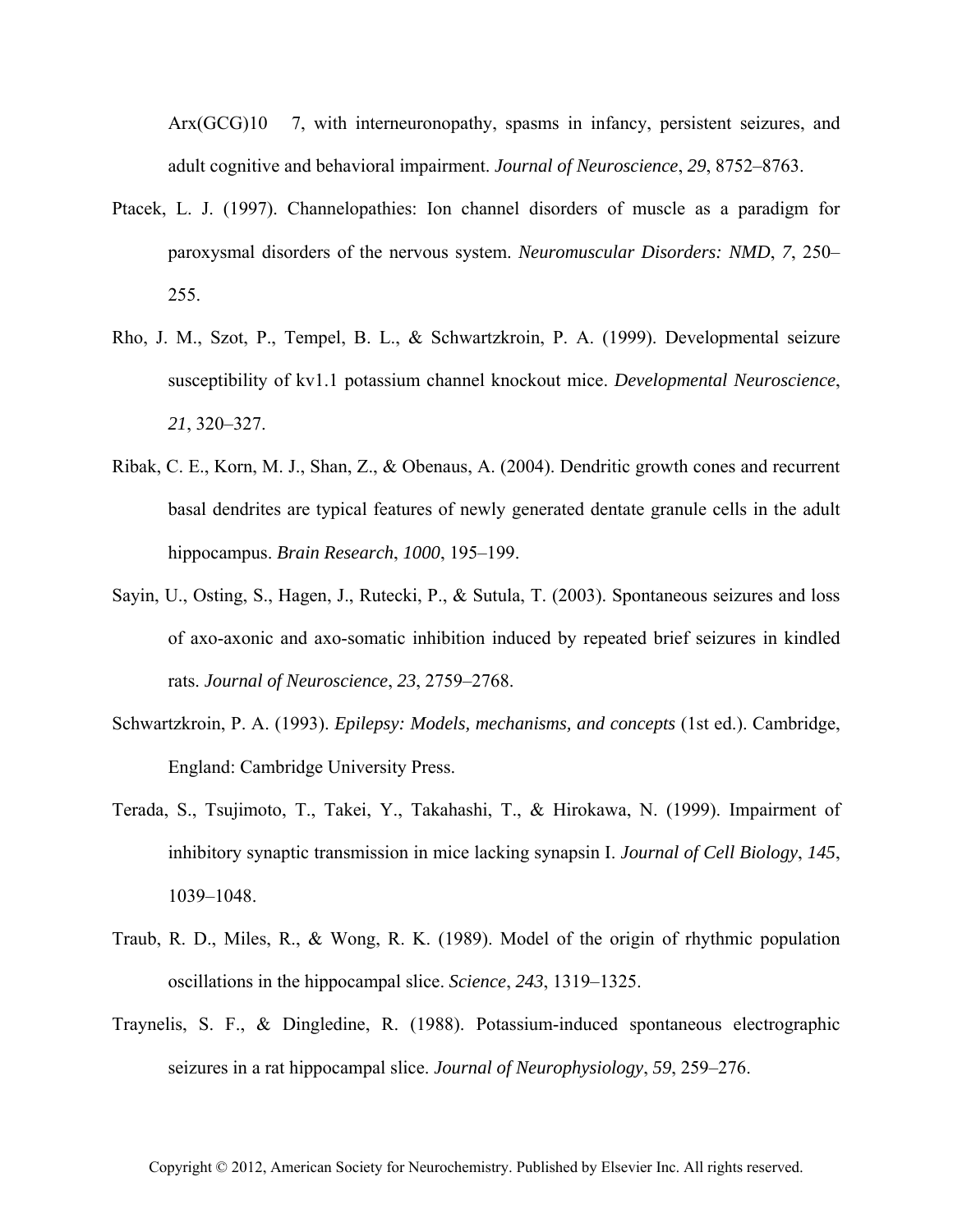Arx(GCG)10  7, with interneuronopathy, spasms in infancy, persistent seizures, and adult cognitive and behavioral impairment. *Journal of Neuroscience*, *29*, 8752–8763.

Ptacek, L. J. (1997). Channelopathies: Ion channel disorders of muscle as a paradigm for paroxysmal disorders of the nervous system. *Neuromuscular Disorders: NMD*, *7*, 250–255.

Rho, J. M., Szot, P., Tempel, B. L., & Schwartzkroin, P. A. (1999). Developmental seizure susceptibility of kv1.1 potassium channel knockout mice. *Developmental Neuroscience*, *21*, 320–327.

Ribak, C. E., Korn, M. J., Shan, Z., & Obenaus, A. (2004). Dendritic growth cones and recurrent basal dendrites are typical features of newly generated dentate granule cells in the adult hippocampus. *Brain Research*, *1000*, 195–199.

Sayin, U., Osting, S., Hagen, J., Rutecki, P., & Sutula, T. (2003). Spontaneous seizures and loss of axo-axonic and axo-somatic inhibition induced by repeated brief seizures in kindled rats. *Journal of Neuroscience*, *23*, 2759–2768.

Schwartzkroin, P. A. (1993). *Epilepsy: Models, mechanisms, and concepts* (1st ed.). Cambridge, England: Cambridge University Press.

Terada, S., Tsujimoto, T., Takei, Y., Takahashi, T., & Hirokawa, N. (1999). Impairment of inhibitory synaptic transmission in mice lacking synapsin I. *Journal of Cell Biology*, *145*, 1039–1048.

Traub, R. D., Miles, R., & Wong, R. K. (1989). Model of the origin of rhythmic population oscillations in the hippocampal slice. *Science*, *243*, 1319–1325.

Traynelis, S. F., & Dingledine, R. (1988). Potassium-induced spontaneous electrographic seizures in a rat hippocampal slice. *Journal of Neurophysiology*, *59*, 259–276.

Copyright © 2012, American Society for Neurochemistry. Published by Elsevier Inc. All rights reserved.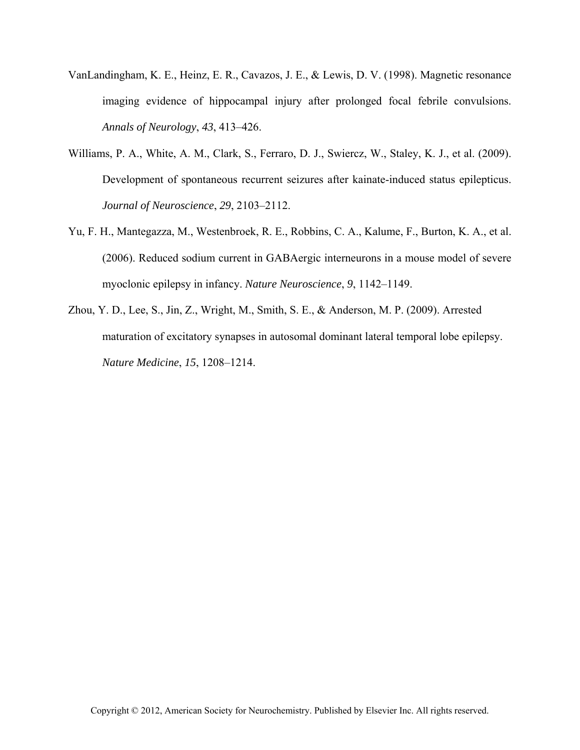VanLandingham, K. E., Heinz, E. R., Cavazos, J. E., & Lewis, D. V. (1998). Magnetic resonance imaging evidence of hippocampal injury after prolonged focal febrile convulsions. *Annals of Neurology*, *43*, 413–426.

Williams, P. A., White, A. M., Clark, S., Ferraro, D. J., Swiercz, W., Staley, K. J., et al. (2009). Development of spontaneous recurrent seizures after kainate-induced status epilepticus. *Journal of Neuroscience*, *29*, 2103–2112.

Yu, F. H., Mantegazza, M., Westenbroek, R. E., Robbins, C. A., Kalume, F., Burton, K. A., et al. (2006). Reduced sodium current in GABAergic interneurons in a mouse model of severe myoclonic epilepsy in infancy. *Nature Neuroscience*, *9*, 1142–1149.

Zhou, Y. D., Lee, S., Jin, Z., Wright, M., Smith, S. E., & Anderson, M. P. (2009). Arrested maturation of excitatory synapses in autosomal dominant lateral temporal lobe epilepsy. *Nature Medicine*, *15*, 1208–1214.

Copyright © 2012, American Society for Neurochemistry. Published by Elsevier Inc. All rights reserved.